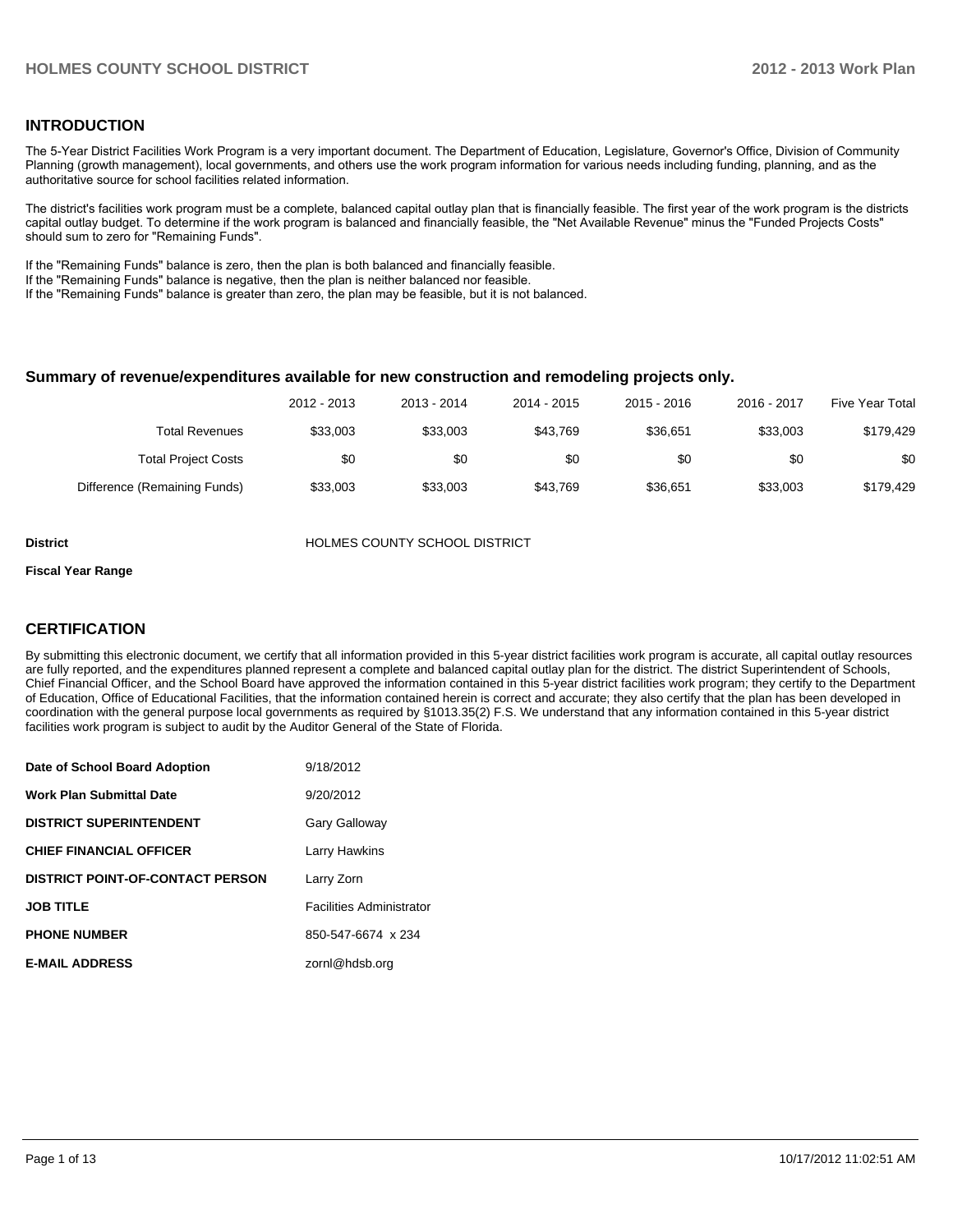## INTRODUCTION

The 5-Year District Facilities Work Program is a very important document. The Department of Education, Legislature, Governor's Office, Division of Community Planning (growth management), local governments, and others use the work program information for various needs including funding, planning, and as the authoritative source for school facilities related information.

The district's facilities work program must be a complete, balanced capital outlay plan that is financially feasible. The first year of the work program is the districts capital outlay budget. To determine if the work program is balanced and financially feasible, the "Net Available Revenue" minus the "Funded Projects Costs" should sum to zero for "Remaining Funds".

If the "Remaining Funds" balance is zero, then the plan is both balanced and financially feasible.
If the "Remaining Funds" balance is negative, then the plan is neither balanced nor feasible.
If the "Remaining Funds" balance is greater than zero, the plan may be feasible, but it is not balanced.

### Summary of revenue/expenditures available for new construction and remodeling projects only.

| | 2012 - 2013 | 2013 - 2014 | 2014 - 2015 | 2015 - 2016 | 2016 - 2017 | Five Year Total |
|---|---|---|---|---|---|---|
| Total Revenues | $33,003 | $33,003 | $43,769 | $36,651 | $33,003 | $179,429 |
| Total Project Costs | $0 | $0 | $0 | $0 | $0 | $0 |
| Difference (Remaining Funds) | $33,003 | $33,003 | $43,769 | $36,651 | $33,003 | $179,429 |

**District** HOLMES COUNTY SCHOOL DISTRICT

**Fiscal Year Range**

## CERTIFICATION

By submitting this electronic document, we certify that all information provided in this 5-year district facilities work program is accurate, all capital outlay resources are fully reported, and the expenditures planned represent a complete and balanced capital outlay plan for the district. The district Superintendent of Schools, Chief Financial Officer, and the School Board have approved the information contained in this 5-year district facilities work program; they certify to the Department of Education, Office of Educational Facilities, that the information contained herein is correct and accurate; they also certify that the plan has been developed in coordination with the general purpose local governments as required by §1013.35(2) F.S. We understand that any information contained in this 5-year district facilities work program is subject to audit by the Auditor General of the State of Florida.

| | |
|---|---|
| **Date of School Board Adoption** | 9/18/2012 |
| **Work Plan Submittal Date** | 9/20/2012 |
| **DISTRICT SUPERINTENDENT** | Gary Galloway |
| **CHIEF FINANCIAL OFFICER** | Larry Hawkins |
| **DISTRICT POINT-OF-CONTACT PERSON** | Larry Zorn |
| **JOB TITLE** | Facilities Administrator |
| **PHONE NUMBER** | 850-547-6674 x 234 |
| **E-MAIL ADDRESS** | zornl@hdsb.org |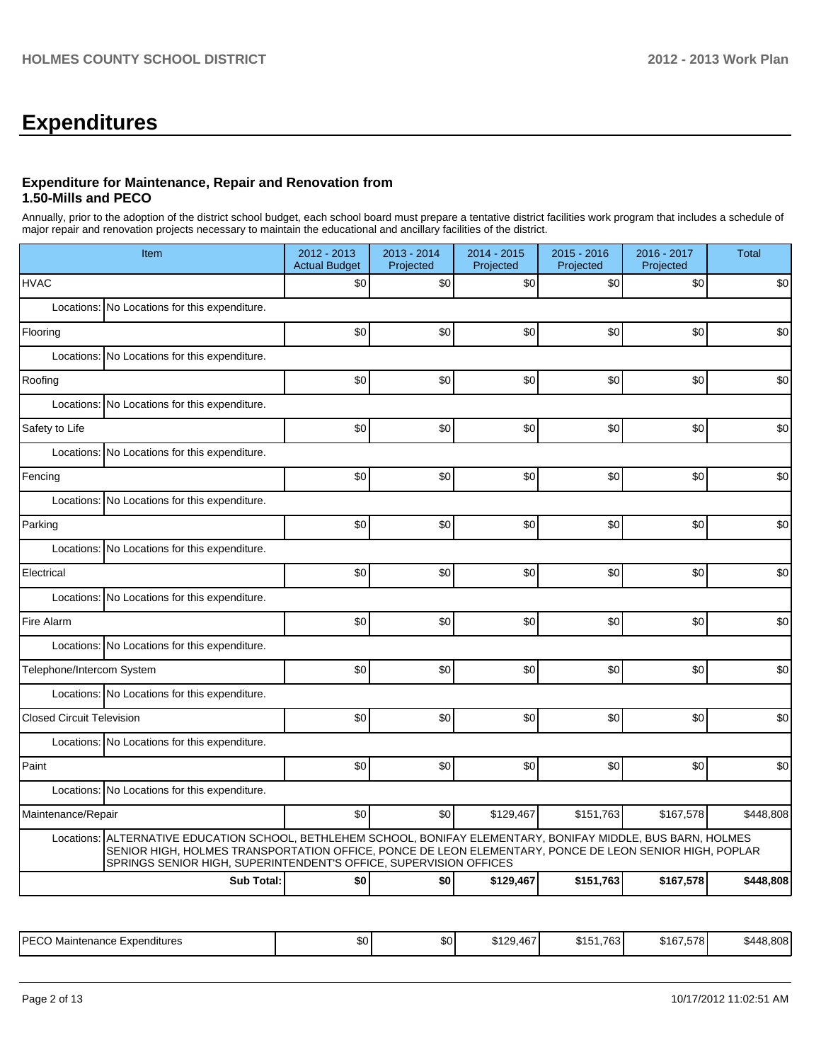# Expenditures

### Expenditure for Maintenance, Repair and Renovation from 1.50-Mills and PECO

Annually, prior to the adoption of the district school budget, each school board must prepare a tentative district facilities work program that includes a schedule of major repair and renovation projects necessary to maintain the educational and ancillary facilities of the district.

| Item | | 2012 - 2013 Actual Budget | 2013 - 2014 Projected | 2014 - 2015 Projected | 2015 - 2016 Projected | 2016 - 2017 Projected | Total |
|---|---|---|---|---|---|---|---|
| HVAC | | $0 | $0 | $0 | $0 | $0 | $0 |
| Locations: | No Locations for this expenditure. | | | | | | |
| Flooring | | $0 | $0 | $0 | $0 | $0 | $0 |
| Locations: | No Locations for this expenditure. | | | | | | |
| Roofing | | $0 | $0 | $0 | $0 | $0 | $0 |
| Locations: | No Locations for this expenditure. | | | | | | |
| Safety to Life | | $0 | $0 | $0 | $0 | $0 | $0 |
| Locations: | No Locations for this expenditure. | | | | | | |
| Fencing | | $0 | $0 | $0 | $0 | $0 | $0 |
| Locations: | No Locations for this expenditure. | | | | | | |
| Parking | | $0 | $0 | $0 | $0 | $0 | $0 |
| Locations: | No Locations for this expenditure. | | | | | | |
| Electrical | | $0 | $0 | $0 | $0 | $0 | $0 |
| Locations: | No Locations for this expenditure. | | | | | | |
| Fire Alarm | | $0 | $0 | $0 | $0 | $0 | $0 |
| Locations: | No Locations for this expenditure. | | | | | | |
| Telephone/Intercom System | | $0 | $0 | $0 | $0 | $0 | $0 |
| Locations: | No Locations for this expenditure. | | | | | | |
| Closed Circuit Television | | $0 | $0 | $0 | $0 | $0 | $0 |
| Locations: | No Locations for this expenditure. | | | | | | |
| Paint | | $0 | $0 | $0 | $0 | $0 | $0 |
| Locations: | No Locations for this expenditure. | | | | | | |
| Maintenance/Repair | | $0 | $0 | $129,467 | $151,763 | $167,578 | $448,808 |
| Locations: | ALTERNATIVE EDUCATION SCHOOL, BETHLEHEM SCHOOL, BONIFAY ELEMENTARY, BONIFAY MIDDLE, BUS BARN, HOLMES SENIOR HIGH, HOLMES TRANSPORTATION OFFICE, PONCE DE LEON ELEMENTARY, PONCE DE LEON SENIOR HIGH, POPLAR SPRINGS SENIOR HIGH, SUPERINTENDENT'S OFFICE, SUPERVISION OFFICES | | | | | | |
| | **Sub Total:** | **$0** | **$0** | **$129,467** | **$151,763** | **$167,578** | **$448,808** |

| | 2012 - 2013 Actual Budget | 2013 - 2014 Projected | 2014 - 2015 Projected | 2015 - 2016 Projected | 2016 - 2017 Projected | Total |
|---|---|---|---|---|---|---|
| PECO Maintenance Expenditures | $0 | $0 | $129,467 | $151,763 | $167,578 | $448,808 |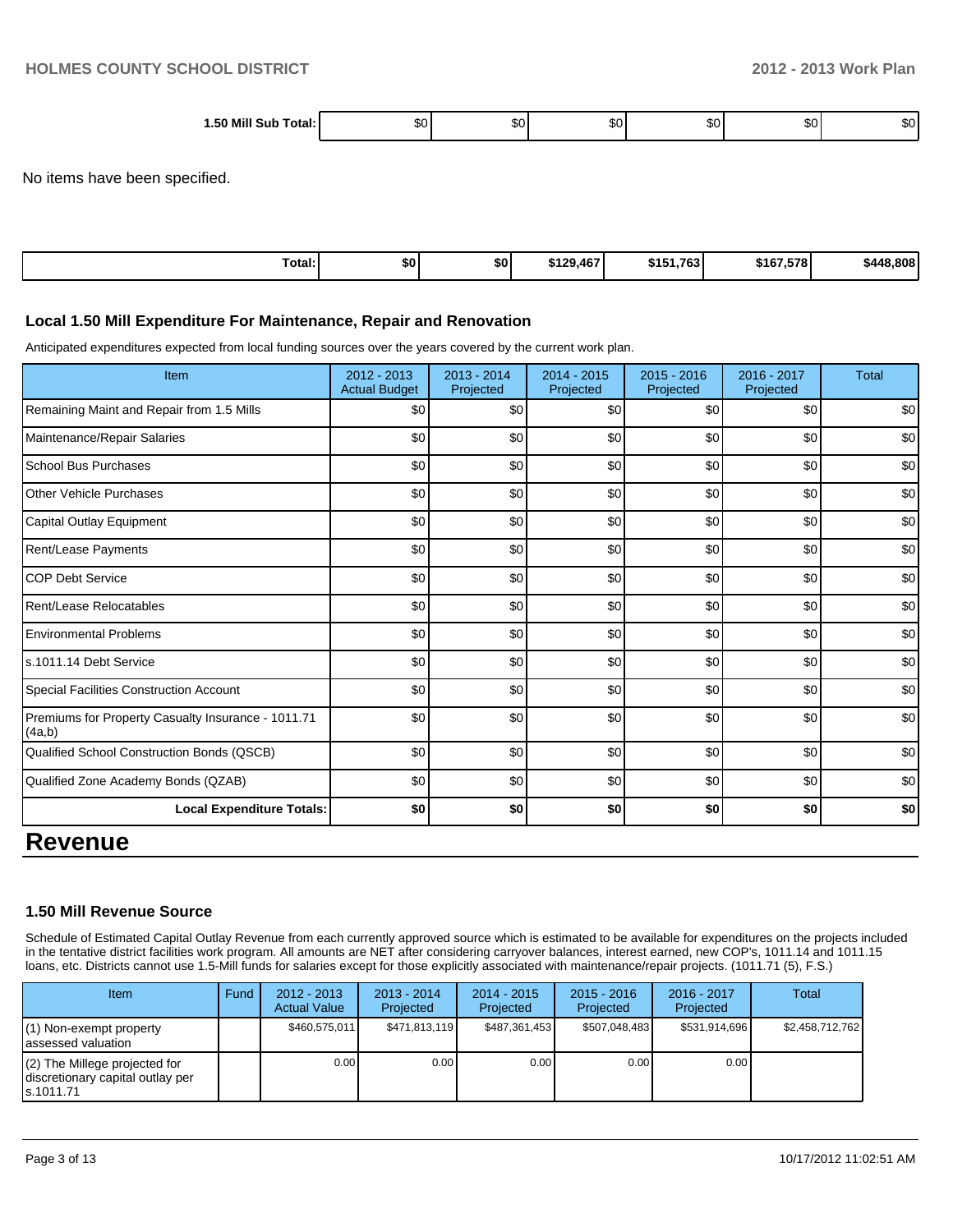| 1.50 Mill Sub Total: | $0 | $0 | $0 | $0 | $0 | $0 |
|---|---|---|---|---|---|---|

No items have been specified.

| Total: | $0 | $0 | $129,467 | $151,763 | $167,578 | $448,808 |
|---|---|---|---|---|---|---|

### Local 1.50 Mill Expenditure For Maintenance, Repair and Renovation

Anticipated expenditures expected from local funding sources over the years covered by the current work plan.

| Item | 2012 - 2013 Actual Budget | 2013 - 2014 Projected | 2014 - 2015 Projected | 2015 - 2016 Projected | 2016 - 2017 Projected | Total |
|---|---|---|---|---|---|---|
| Remaining Maint and Repair from 1.5 Mills | $0 | $0 | $0 | $0 | $0 | $0 |
| Maintenance/Repair Salaries | $0 | $0 | $0 | $0 | $0 | $0 |
| School Bus Purchases | $0 | $0 | $0 | $0 | $0 | $0 |
| Other Vehicle Purchases | $0 | $0 | $0 | $0 | $0 | $0 |
| Capital Outlay Equipment | $0 | $0 | $0 | $0 | $0 | $0 |
| Rent/Lease Payments | $0 | $0 | $0 | $0 | $0 | $0 |
| COP Debt Service | $0 | $0 | $0 | $0 | $0 | $0 |
| Rent/Lease Relocatables | $0 | $0 | $0 | $0 | $0 | $0 |
| Environmental Problems | $0 | $0 | $0 | $0 | $0 | $0 |
| s.1011.14 Debt Service | $0 | $0 | $0 | $0 | $0 | $0 |
| Special Facilities Construction Account | $0 | $0 | $0 | $0 | $0 | $0 |
| Premiums for Property Casualty Insurance - 1011.71 (4a,b) | $0 | $0 | $0 | $0 | $0 | $0 |
| Qualified School Construction Bonds (QSCB) | $0 | $0 | $0 | $0 | $0 | $0 |
| Qualified Zone Academy Bonds (QZAB) | $0 | $0 | $0 | $0 | $0 | $0 |
| **Local Expenditure Totals:** | **$0** | **$0** | **$0** | **$0** | **$0** | **$0** |

# Revenue

### 1.50 Mill Revenue Source

Schedule of Estimated Capital Outlay Revenue from each currently approved source which is estimated to be available for expenditures on the projects included in the tentative district facilities work program. All amounts are NET after considering carryover balances, interest earned, new COP's, 1011.14 and 1011.15 loans, etc. Districts cannot use 1.5-Mill funds for salaries except for those explicitly associated with maintenance/repair projects. (1011.71 (5), F.S.)

| Item | Fund | 2012 - 2013 Actual Value | 2013 - 2014 Projected | 2014 - 2015 Projected | 2015 - 2016 Projected | 2016 - 2017 Projected | Total |
|---|---|---|---|---|---|---|---|
| (1) Non-exempt property assessed valuation | | $460,575,011 | $471,813,119 | $487,361,453 | $507,048,483 | $531,914,696 | $2,458,712,762 |
| (2) The Millege projected for discretionary capital outlay per s.1011.71 | | 0.00 | 0.00 | 0.00 | 0.00 | 0.00 | |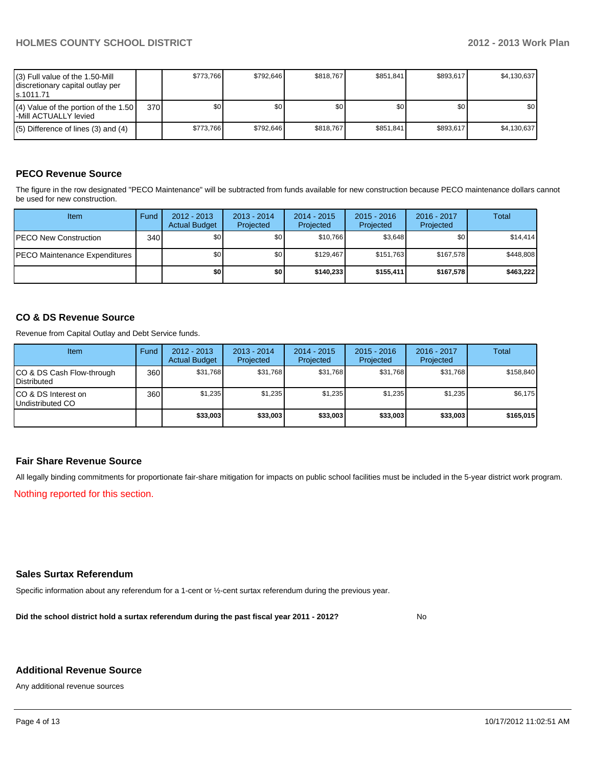| | | | | | | | |
|---|---|---|---|---|---|---|---|
| (3) Full value of the 1.50-Mill discretionary capital outlay per s.1011.71 | | $773,766 | $792,646 | $818,767 | $851,841 | $893,617 | $4,130,637 |
| (4) Value of the portion of the 1.50 -Mill ACTUALLY levied | 370 | $0 | $0 | $0 | $0 | $0 | $0 |
| (5) Difference of lines (3) and (4) | | $773,766 | $792,646 | $818,767 | $851,841 | $893,617 | $4,130,637 |

## PECO Revenue Source

The figure in the row designated "PECO Maintenance" will be subtracted from funds available for new construction because PECO maintenance dollars cannot be used for new construction.

| Item | Fund | 2012 - 2013 Actual Budget | 2013 - 2014 Projected | 2014 - 2015 Projected | 2015 - 2016 Projected | 2016 - 2017 Projected | Total |
|---|---|---|---|---|---|---|---|
| PECO New Construction | 340 | $0 | $0 | $10,766 | $3,648 | $0 | $14,414 |
| PECO Maintenance Expenditures | | $0 | $0 | $129,467 | $151,763 | $167,578 | $448,808 |
| | | **$0** | **$0** | **$140,233** | **$155,411** | **$167,578** | **$463,222** |

## CO & DS Revenue Source

Revenue from Capital Outlay and Debt Service funds.

| Item | Fund | 2012 - 2013 Actual Budget | 2013 - 2014 Projected | 2014 - 2015 Projected | 2015 - 2016 Projected | 2016 - 2017 Projected | Total |
|---|---|---|---|---|---|---|---|
| CO & DS Cash Flow-through Distributed | 360 | $31,768 | $31,768 | $31,768 | $31,768 | $31,768 | $158,840 |
| CO & DS Interest on Undistributed CO | 360 | $1,235 | $1,235 | $1,235 | $1,235 | $1,235 | $6,175 |
| | | **$33,003** | **$33,003** | **$33,003** | **$33,003** | **$33,003** | **$165,015** |

## Fair Share Revenue Source

All legally binding commitments for proportionate fair-share mitigation for impacts on public school facilities must be included in the 5-year district work program.

Nothing reported for this section.

## Sales Surtax Referendum

Specific information about any referendum for a 1-cent or ½-cent surtax referendum during the previous year.

**Did the school district hold a surtax referendum during the past fiscal year 2011 - 2012?** No

## Additional Revenue Source

Any additional revenue sources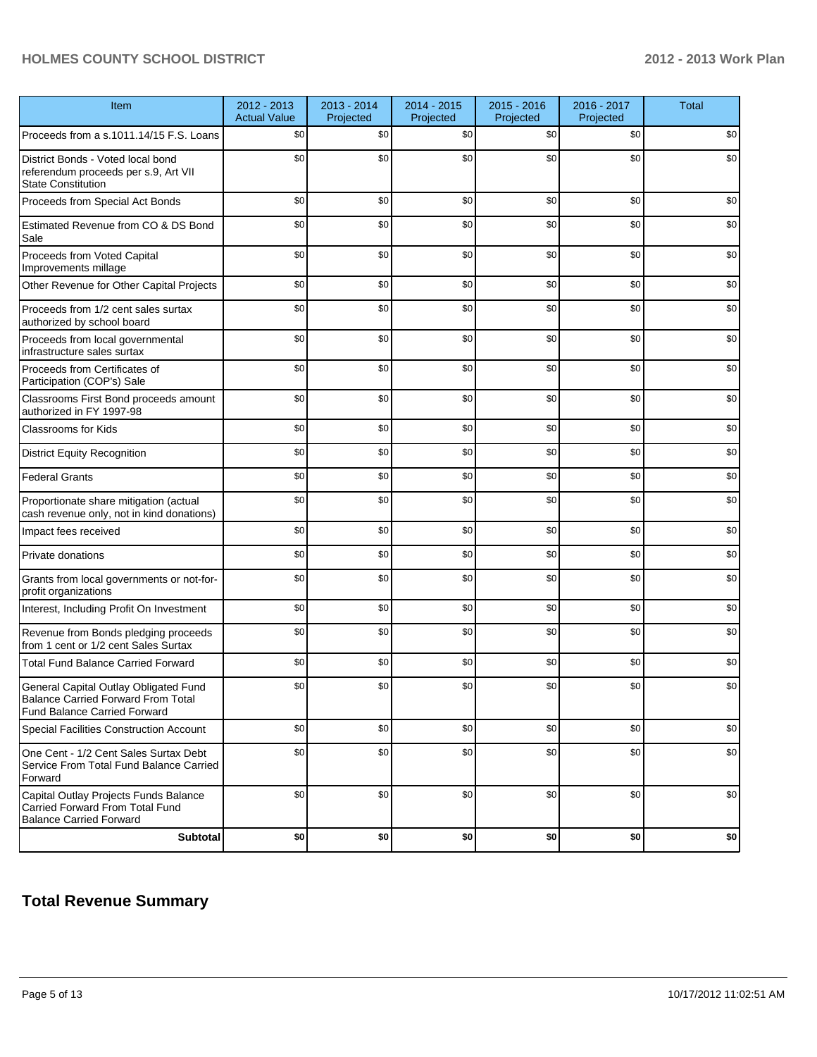| Item | 2012 - 2013 Actual Value | 2013 - 2014 Projected | 2014 - 2015 Projected | 2015 - 2016 Projected | 2016 - 2017 Projected | Total |
|---|---|---|---|---|---|---|
| Proceeds from a s.1011.14/15 F.S. Loans | $0 | $0 | $0 | $0 | $0 | $0 |
| District Bonds - Voted local bond referendum proceeds per s.9, Art VII State Constitution | $0 | $0 | $0 | $0 | $0 | $0 |
| Proceeds from Special Act Bonds | $0 | $0 | $0 | $0 | $0 | $0 |
| Estimated Revenue from CO & DS Bond Sale | $0 | $0 | $0 | $0 | $0 | $0 |
| Proceeds from Voted Capital Improvements millage | $0 | $0 | $0 | $0 | $0 | $0 |
| Other Revenue for Other Capital Projects | $0 | $0 | $0 | $0 | $0 | $0 |
| Proceeds from 1/2 cent sales surtax authorized by school board | $0 | $0 | $0 | $0 | $0 | $0 |
| Proceeds from local governmental infrastructure sales surtax | $0 | $0 | $0 | $0 | $0 | $0 |
| Proceeds from Certificates of Participation (COP's) Sale | $0 | $0 | $0 | $0 | $0 | $0 |
| Classrooms First Bond proceeds amount authorized in FY 1997-98 | $0 | $0 | $0 | $0 | $0 | $0 |
| Classrooms for Kids | $0 | $0 | $0 | $0 | $0 | $0 |
| District Equity Recognition | $0 | $0 | $0 | $0 | $0 | $0 |
| Federal Grants | $0 | $0 | $0 | $0 | $0 | $0 |
| Proportionate share mitigation (actual cash revenue only, not in kind donations) | $0 | $0 | $0 | $0 | $0 | $0 |
| Impact fees received | $0 | $0 | $0 | $0 | $0 | $0 |
| Private donations | $0 | $0 | $0 | $0 | $0 | $0 |
| Grants from local governments or not-for-profit organizations | $0 | $0 | $0 | $0 | $0 | $0 |
| Interest, Including Profit On Investment | $0 | $0 | $0 | $0 | $0 | $0 |
| Revenue from Bonds pledging proceeds from 1 cent or 1/2 cent Sales Surtax | $0 | $0 | $0 | $0 | $0 | $0 |
| Total Fund Balance Carried Forward | $0 | $0 | $0 | $0 | $0 | $0 |
| General Capital Outlay Obligated Fund Balance Carried Forward From Total Fund Balance Carried Forward | $0 | $0 | $0 | $0 | $0 | $0 |
| Special Facilities Construction Account | $0 | $0 | $0 | $0 | $0 | $0 |
| One Cent - 1/2 Cent Sales Surtax Debt Service From Total Fund Balance Carried Forward | $0 | $0 | $0 | $0 | $0 | $0 |
| Capital Outlay Projects Funds Balance Carried Forward From Total Fund Balance Carried Forward | $0 | $0 | $0 | $0 | $0 | $0 |
| **Subtotal** | **$0** | **$0** | **$0** | **$0** | **$0** | **$0** |

## Total Revenue Summary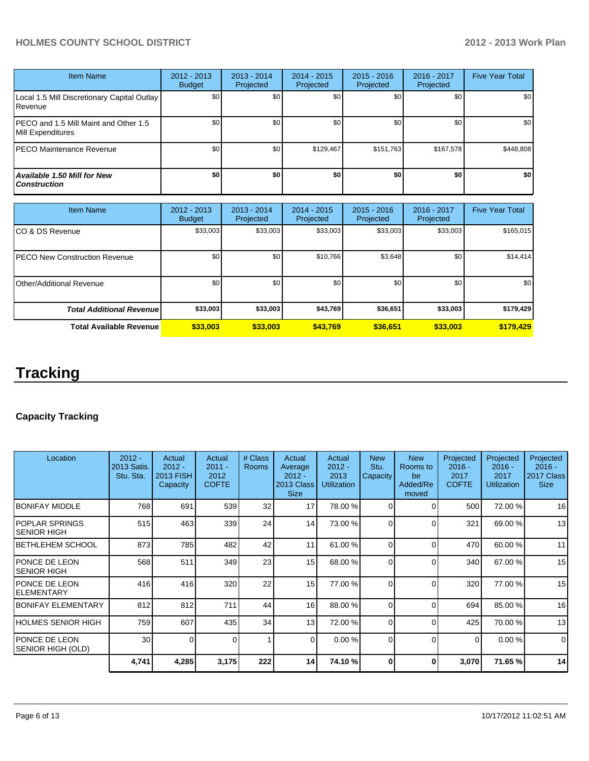| Item Name | 2012 - 2013 Budget | 2013 - 2014 Projected | 2014 - 2015 Projected | 2015 - 2016 Projected | 2016 - 2017 Projected | Five Year Total |
|---|---|---|---|---|---|---|
| Local 1.5 Mill Discretionary Capital Outlay Revenue | $0 | $0 | $0 | $0 | $0 | $0 |
| PECO and 1.5 Mill Maint and Other 1.5 Mill Expenditures | $0 | $0 | $0 | $0 | $0 | $0 |
| PECO Maintenance Revenue | $0 | $0 | $129,467 | $151,763 | $167,578 | $448,808 |
| ***Available 1.50 Mill for New Construction*** | **$0** | **$0** | **$0** | **$0** | **$0** | **$0** |

| Item Name | 2012 - 2013 Budget | 2013 - 2014 Projected | 2014 - 2015 Projected | 2015 - 2016 Projected | 2016 - 2017 Projected | Five Year Total |
|---|---|---|---|---|---|---|
| CO & DS Revenue | $33,003 | $33,003 | $33,003 | $33,003 | $33,003 | $165,015 |
| PECO New Construction Revenue | $0 | $0 | $10,766 | $3,648 | $0 | $14,414 |
| Other/Additional Revenue | $0 | $0 | $0 | $0 | $0 | $0 |
| ***Total Additional Revenue*** | **$33,003** | **$33,003** | **$43,769** | **$36,651** | **$33,003** | **$179,429** |
| **Total Available Revenue** | **$33,003** | **$33,003** | **$43,769** | **$36,651** | **$33,003** | **$179,429** |

# Tracking

### Capacity Tracking

| Location | 2012 - 2013 Satis. Stu. Sta. | Actual 2012 - 2013 FISH Capacity | Actual 2011 - 2012 COFTE | # Class Rooms | Actual Average 2012 - 2013 Class Size | Actual 2012 - 2013 Utilization | New Stu. Capacity | New Rooms to be Added/Removed | Projected 2016 - 2017 COFTE | Projected 2016 - 2017 Utilization | Projected 2016 - 2017 Class Size |
|---|---|---|---|---|---|---|---|---|---|---|---|
| BONIFAY MIDDLE | 768 | 691 | 539 | 32 | 17 | 78.00 % | 0 | 0 | 500 | 72.00 % | 16 |
| POPLAR SPRINGS SENIOR HIGH | 515 | 463 | 339 | 24 | 14 | 73.00 % | 0 | 0 | 321 | 69.00 % | 13 |
| BETHLEHEM SCHOOL | 873 | 785 | 482 | 42 | 11 | 61.00 % | 0 | 0 | 470 | 60.00 % | 11 |
| PONCE DE LEON SENIOR HIGH | 568 | 511 | 349 | 23 | 15 | 68.00 % | 0 | 0 | 340 | 67.00 % | 15 |
| PONCE DE LEON ELEMENTARY | 416 | 416 | 320 | 22 | 15 | 77.00 % | 0 | 0 | 320 | 77.00 % | 15 |
| BONIFAY ELEMENTARY | 812 | 812 | 711 | 44 | 16 | 88.00 % | 0 | 0 | 694 | 85.00 % | 16 |
| HOLMES SENIOR HIGH | 759 | 607 | 435 | 34 | 13 | 72.00 % | 0 | 0 | 425 | 70.00 % | 13 |
| PONCE DE LEON SENIOR HIGH (OLD) | 30 | 0 | 0 | 1 | 0 | 0.00 % | 0 | 0 | 0 | 0.00 % | 0 |
| | **4,741** | **4,285** | **3,175** | **222** | **14** | **74.10 %** | **0** | **0** | **3,070** | **71.65 %** | **14** |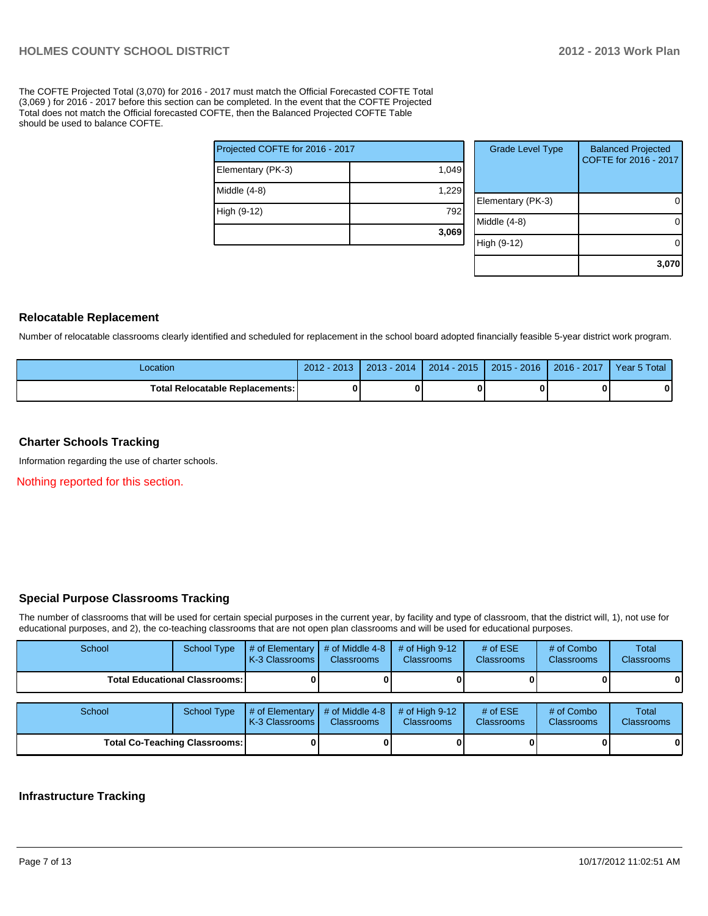The COFTE Projected Total (3,070) for 2016 - 2017 must match the Official Forecasted COFTE Total (3,069 ) for 2016 - 2017 before this section can be completed. In the event that the COFTE Projected Total does not match the Official forecasted COFTE, then the Balanced Projected COFTE Table should be used to balance COFTE.

| Projected COFTE for 2016 - 2017 | |
|---|---|
| Elementary (PK-3) | 1,049 |
| Middle (4-8) | 1,229 |
| High (9-12) | 792 |
| | **3,069** |

| Grade Level Type | Balanced Projected COFTE for 2016 - 2017 |
|---|---|
| Elementary (PK-3) | 0 |
| Middle (4-8) | 0 |
| High (9-12) | 0 |
| | **3,070** |

## Relocatable Replacement

Number of relocatable classrooms clearly identified and scheduled for replacement in the school board adopted financially feasible 5-year district work program.

| Location | 2012 - 2013 | 2013 - 2014 | 2014 - 2015 | 2015 - 2016 | 2016 - 2017 | Year 5 Total |
|---|---|---|---|---|---|---|
| **Total Relocatable Replacements:** | **0** | **0** | **0** | **0** | **0** | **0** |

## Charter Schools Tracking

Information regarding the use of charter schools.

Nothing reported for this section.

## Special Purpose Classrooms Tracking

The number of classrooms that will be used for certain special purposes in the current year, by facility and type of classroom, that the district will, 1), not use for educational purposes, and 2), the co-teaching classrooms that are not open plan classrooms and will be used for educational purposes.

| School | School Type | # of Elementary K-3 Classrooms | # of Middle 4-8 Classrooms | # of High 9-12 Classrooms | # of ESE Classrooms | # of Combo Classrooms | Total Classrooms |
|---|---|---|---|---|---|---|---|
| **Total Educational Classrooms:** | | **0** | **0** | **0** | **0** | **0** | **0** |

| School | School Type | # of Elementary K-3 Classrooms | # of Middle 4-8 Classrooms | # of High 9-12 Classrooms | # of ESE Classrooms | # of Combo Classrooms | Total Classrooms |
|---|---|---|---|---|---|---|---|
| **Total Co-Teaching Classrooms:** | | **0** | **0** | **0** | **0** | **0** | **0** |

## Infrastructure Tracking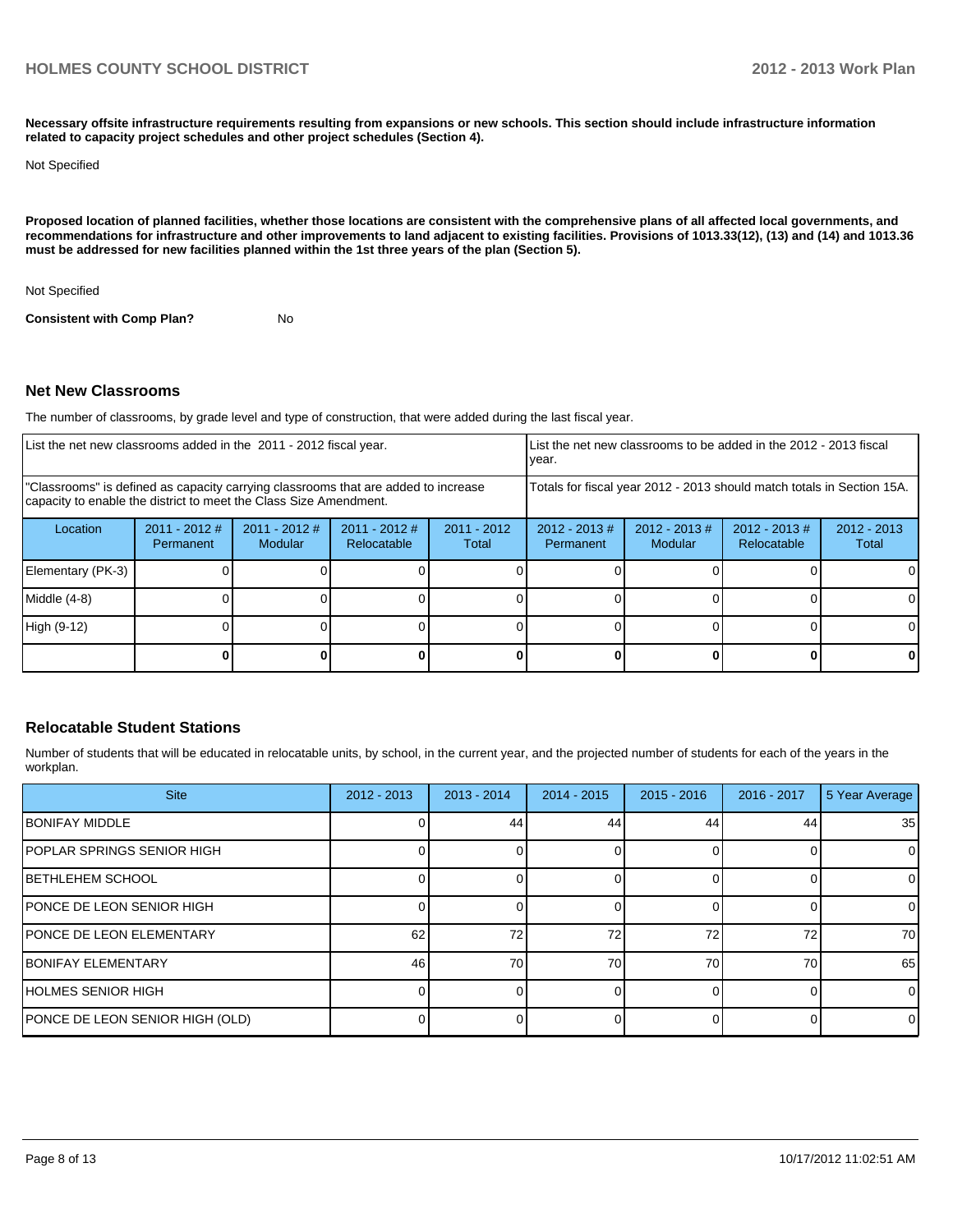**Necessary offsite infrastructure requirements resulting from expansions or new schools. This section should include infrastructure information related to capacity project schedules and other project schedules (Section 4).**

Not Specified

**Proposed location of planned facilities, whether those locations are consistent with the comprehensive plans of all affected local governments, and recommendations for infrastructure and other improvements to land adjacent to existing facilities. Provisions of 1013.33(12), (13) and (14) and 1013.36 must be addressed for new facilities planned within the 1st three years of the plan (Section 5).**

Not Specified

**Consistent with Comp Plan?** No

## Net New Classrooms

The number of classrooms, by grade level and type of construction, that were added during the last fiscal year.

| List the net new classrooms added in the 2011 - 2012 fiscal year. | | | | | List the net new classrooms to be added in the 2012 - 2013 fiscal year. | | | |
|---|---|---|---|---|---|---|---|---|
| "Classrooms" is defined as capacity carrying classrooms that are added to increase capacity to enable the district to meet the Class Size Amendment. | | | | | Totals for fiscal year 2012 - 2013 should match totals in Section 15A. | | | |
| Location | 2011 - 2012 # Permanent | 2011 - 2012 # Modular | 2011 - 2012 # Relocatable | 2011 - 2012 Total | 2012 - 2013 # Permanent | 2012 - 2013 # Modular | 2012 - 2013 # Relocatable | 2012 - 2013 Total |
| Elementary (PK-3) | 0 | 0 | 0 | 0 | 0 | 0 | 0 | 0 |
| Middle (4-8) | 0 | 0 | 0 | 0 | 0 | 0 | 0 | 0 |
| High (9-12) | 0 | 0 | 0 | 0 | 0 | 0 | 0 | 0 |
| | **0** | **0** | **0** | **0** | **0** | **0** | **0** | **0** |

## Relocatable Student Stations

Number of students that will be educated in relocatable units, by school, in the current year, and the projected number of students for each of the years in the workplan.

| Site | 2012 - 2013 | 2013 - 2014 | 2014 - 2015 | 2015 - 2016 | 2016 - 2017 | 5 Year Average |
|---|---|---|---|---|---|---|
| BONIFAY MIDDLE | 0 | 44 | 44 | 44 | 44 | 35 |
| POPLAR SPRINGS SENIOR HIGH | 0 | 0 | 0 | 0 | 0 | 0 |
| BETHLEHEM SCHOOL | 0 | 0 | 0 | 0 | 0 | 0 |
| PONCE DE LEON SENIOR HIGH | 0 | 0 | 0 | 0 | 0 | 0 |
| PONCE DE LEON ELEMENTARY | 62 | 72 | 72 | 72 | 72 | 70 |
| BONIFAY ELEMENTARY | 46 | 70 | 70 | 70 | 70 | 65 |
| HOLMES SENIOR HIGH | 0 | 0 | 0 | 0 | 0 | 0 |
| PONCE DE LEON SENIOR HIGH (OLD) | 0 | 0 | 0 | 0 | 0 | 0 |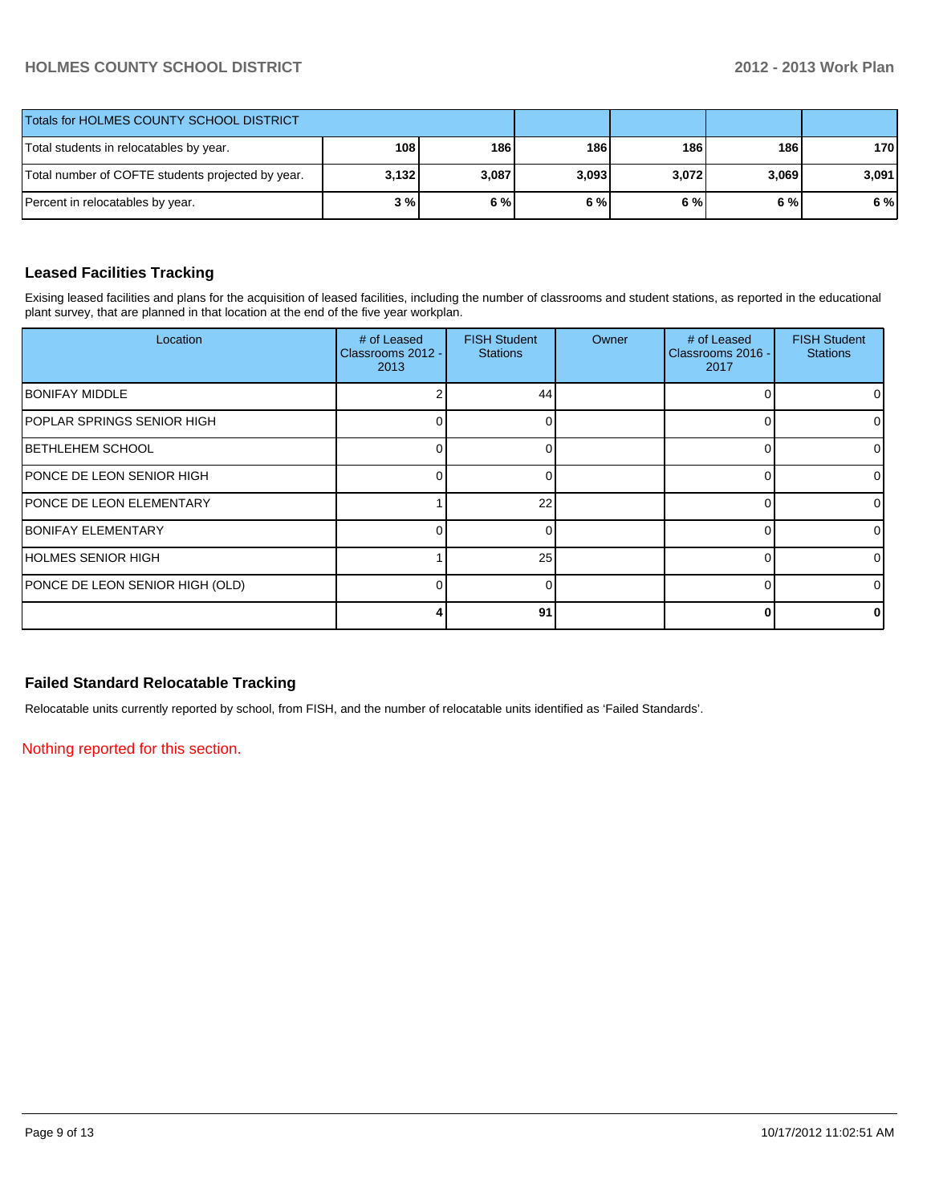| Totals for HOLMES COUNTY SCHOOL DISTRICT | | | | | | |
|---|---|---|---|---|---|---|
| Total students in relocatables by year. | 108 | 186 | 186 | 186 | 186 | 170 |
| Total number of COFTE students projected by year. | 3,132 | 3,087 | 3,093 | 3,072 | 3,069 | 3,091 |
| Percent in relocatables by year. | 3 % | 6 % | 6 % | 6 % | 6 % | 6 % |

## Leased Facilities Tracking

Exising leased facilities and plans for the acquisition of leased facilities, including the number of classrooms and student stations, as reported in the educational plant survey, that are planned in that location at the end of the five year workplan.

| Location | # of Leased Classrooms 2012 - 2013 | FISH Student Stations | Owner | # of Leased Classrooms 2016 - 2017 | FISH Student Stations |
|---|---|---|---|---|---|
| BONIFAY MIDDLE | 2 | 44 | | 0 | 0 |
| POPLAR SPRINGS SENIOR HIGH | 0 | 0 | | 0 | 0 |
| BETHLEHEM SCHOOL | 0 | 0 | | 0 | 0 |
| PONCE DE LEON SENIOR HIGH | 0 | 0 | | 0 | 0 |
| PONCE DE LEON ELEMENTARY | 1 | 22 | | 0 | 0 |
| BONIFAY ELEMENTARY | 0 | 0 | | 0 | 0 |
| HOLMES SENIOR HIGH | 1 | 25 | | 0 | 0 |
| PONCE DE LEON SENIOR HIGH (OLD) | 0 | 0 | | 0 | 0 |
| | **4** | **91** | | **0** | **0** |

## Failed Standard Relocatable Tracking

Relocatable units currently reported by school, from FISH, and the number of relocatable units identified as 'Failed Standards'.

Nothing reported for this section.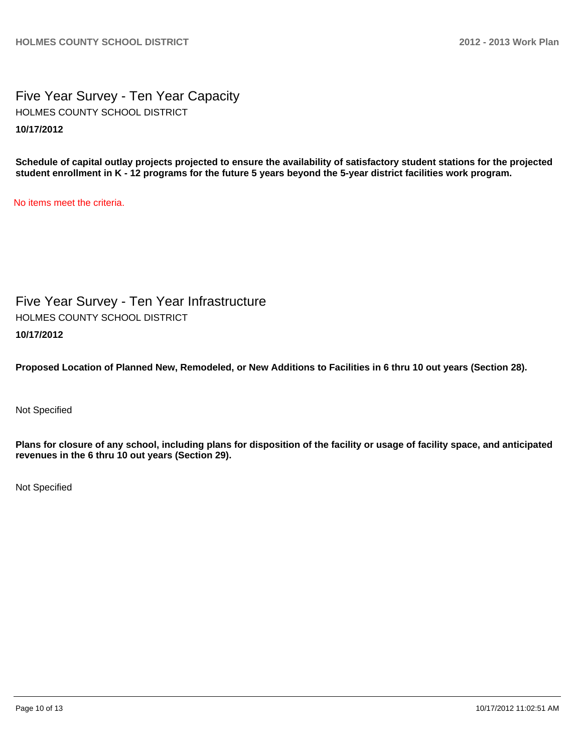# Five Year Survey - Ten Year Capacity

HOLMES COUNTY SCHOOL DISTRICT

**10/17/2012**

**Schedule of capital outlay projects projected to ensure the availability of satisfactory student stations for the projected student enrollment in K - 12 programs for the future 5 years beyond the 5-year district facilities work program.**

No items meet the criteria.

# Five Year Survey - Ten Year Infrastructure

HOLMES COUNTY SCHOOL DISTRICT

**10/17/2012**

**Proposed Location of Planned New, Remodeled, or New Additions to Facilities in 6 thru 10 out years (Section 28).**

Not Specified

**Plans for closure of any school, including plans for disposition of the facility or usage of facility space, and anticipated revenues in the 6 thru 10 out years (Section 29).**

Not Specified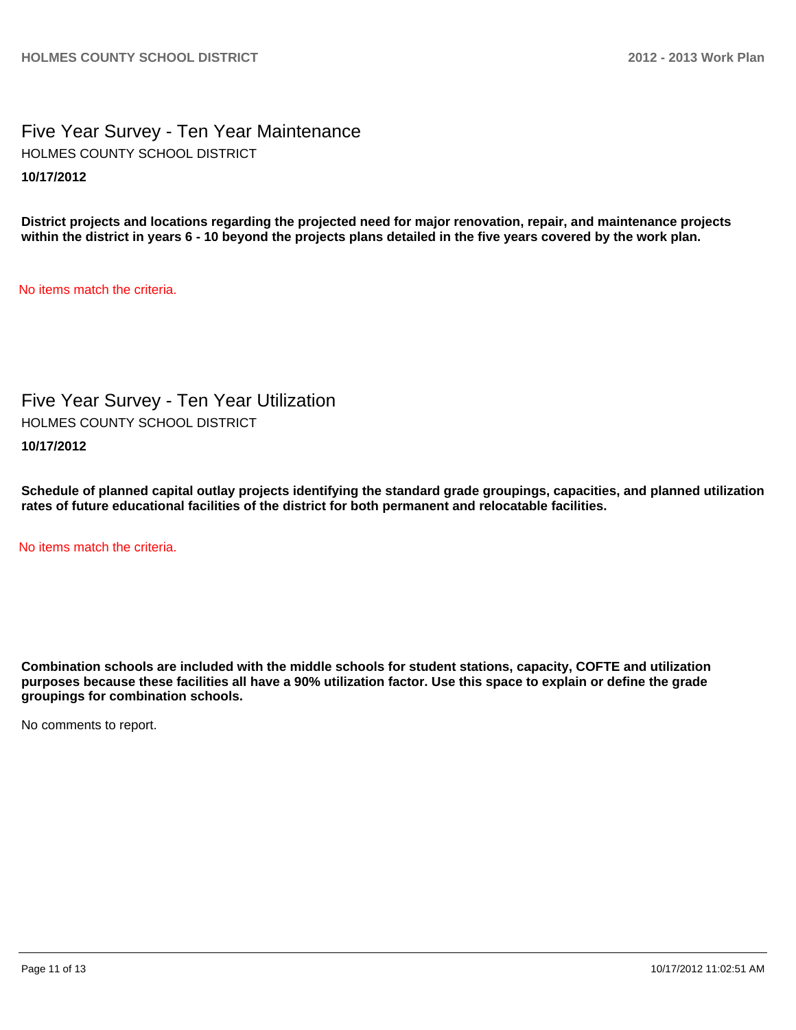## Five Year Survey - Ten Year Maintenance

HOLMES COUNTY SCHOOL DISTRICT

**10/17/2012**

**District projects and locations regarding the projected need for major renovation, repair, and maintenance projects within the district in years 6 - 10 beyond the projects plans detailed in the five years covered by the work plan.**

No items match the criteria.

## Five Year Survey - Ten Year Utilization

HOLMES COUNTY SCHOOL DISTRICT

**10/17/2012**

**Schedule of planned capital outlay projects identifying the standard grade groupings, capacities, and planned utilization rates of future educational facilities of the district for both permanent and relocatable facilities.**

No items match the criteria.

**Combination schools are included with the middle schools for student stations, capacity, COFTE and utilization purposes because these facilities all have a 90% utilization factor. Use this space to explain or define the grade groupings for combination schools.**

No comments to report.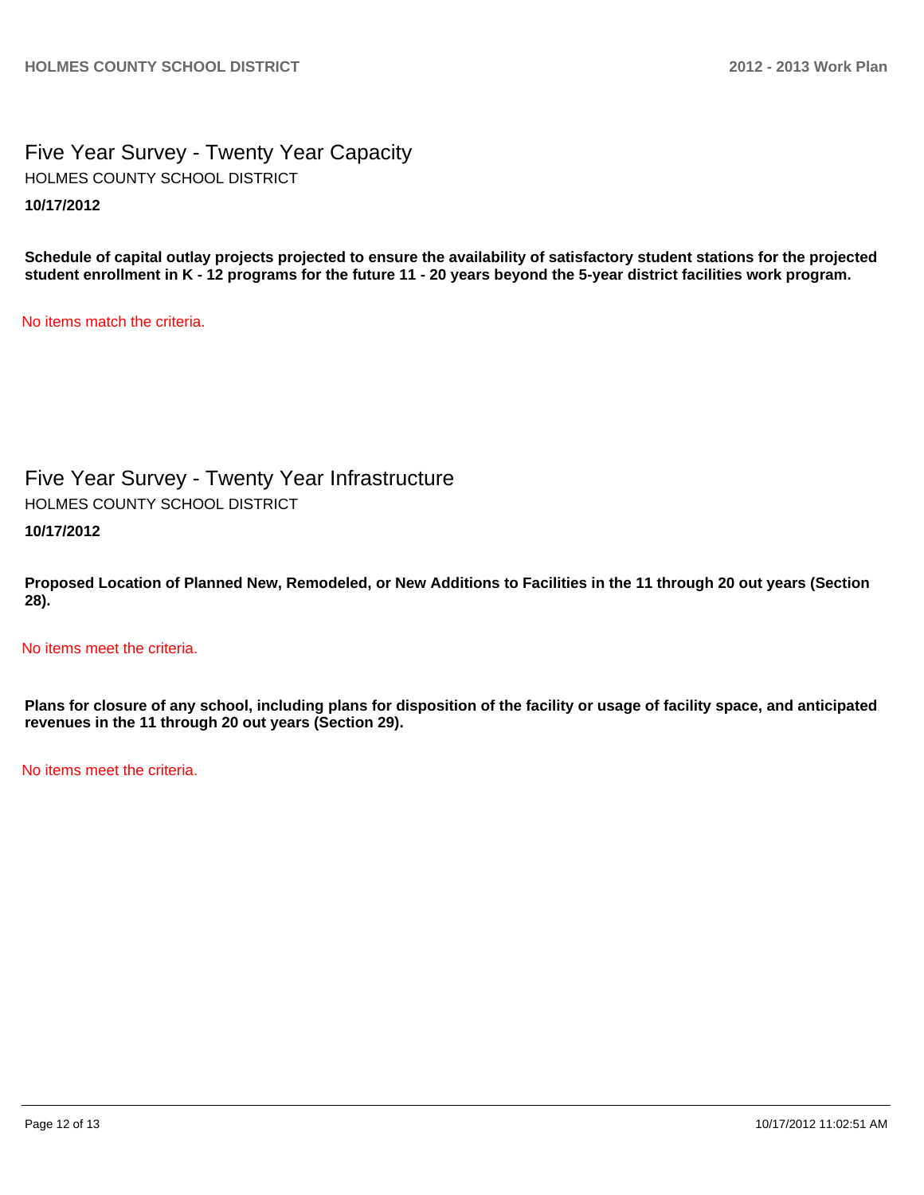# Five Year Survey - Twenty Year Capacity

HOLMES COUNTY SCHOOL DISTRICT

**10/17/2012**

**Schedule of capital outlay projects projected to ensure the availability of satisfactory student stations for the projected student enrollment in K - 12 programs for the future 11 - 20 years beyond the 5-year district facilities work program.**

No items match the criteria.

# Five Year Survey - Twenty Year Infrastructure

HOLMES COUNTY SCHOOL DISTRICT

**10/17/2012**

**Proposed Location of Planned New, Remodeled, or New Additions to Facilities in the 11 through 20 out years (Section 28).**

No items meet the criteria.

**Plans for closure of any school, including plans for disposition of the facility or usage of facility space, and anticipated revenues in the 11 through 20 out years (Section 29).**

No items meet the criteria.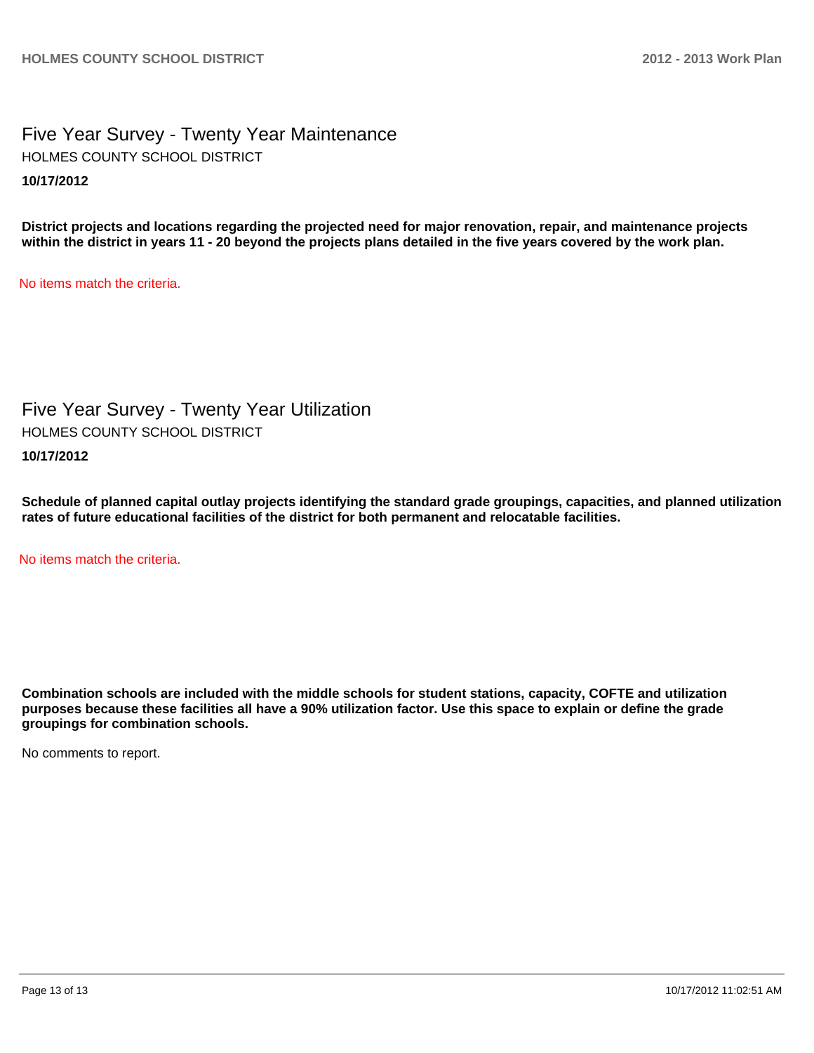## Five Year Survey - Twenty Year Maintenance

HOLMES COUNTY SCHOOL DISTRICT

**10/17/2012**

**District projects and locations regarding the projected need for major renovation, repair, and maintenance projects within the district in years 11 - 20 beyond the projects plans detailed in the five years covered by the work plan.**

No items match the criteria.

## Five Year Survey - Twenty Year Utilization

HOLMES COUNTY SCHOOL DISTRICT

**10/17/2012**

**Schedule of planned capital outlay projects identifying the standard grade groupings, capacities, and planned utilization rates of future educational facilities of the district for both permanent and relocatable facilities.**

No items match the criteria.

**Combination schools are included with the middle schools for student stations, capacity, COFTE and utilization purposes because these facilities all have a 90% utilization factor. Use this space to explain or define the grade groupings for combination schools.**

No comments to report.